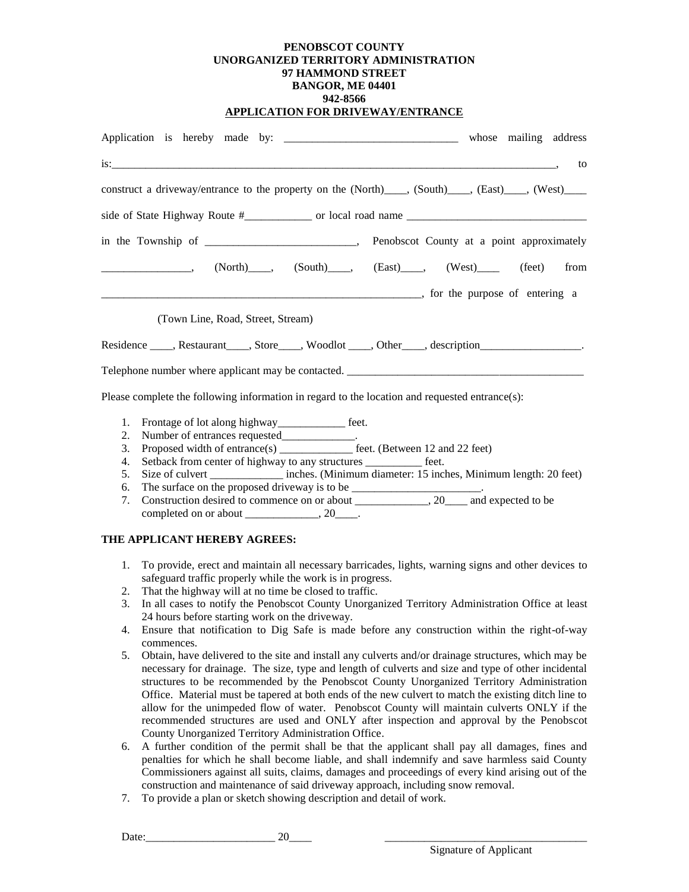**PENOBSCOT COUNTY**
**UNORGANIZED TERRITORY ADMINISTRATION**
**97 HAMMOND STREET**
**BANGOR, ME 04401**
**942-8566**
**APPLICATION FOR DRIVEWAY/ENTRANCE**

Application is hereby made by: ______________________________ whose mailing address is:_________________________________________________________________________________, to construct a driveway/entrance to the property on the (North)____, (South)____, (East)____, (West)____ side of State Highway Route #____________ or local road name ________________________________ in the Township of __________________________, Penobscot County at a point approximately ________________, (North)____, (South)____, (East)____, (West)____ (feet) from ____________________________________________________________, for the purpose of entering a

(Town Line, Road, Street, Stream)

Residence ____, Restaurant____, Store____, Woodlot ____, Other____, description__________________.

Telephone number where applicant may be contacted. ___________________________________________

Please complete the following information in regard to the location and requested entrance(s):

1. Frontage of lot along highway____________ feet.
2. Number of entrances requested_____________.
3. Proposed width of entrance(s) _____________ feet. (Between 12 and 22 feet)
4. Setback from center of highway to any structures __________ feet.
5. Size of culvert _____________ inches. (Minimum diameter: 15 inches, Minimum length: 20 feet)
6. The surface on the proposed driveway is to be _______________________.
7. Construction desired to commence on or about _____________, 20____ and expected to be completed on or about _____________, 20____.

**THE APPLICANT HEREBY AGREES:**

1. To provide, erect and maintain all necessary barricades, lights, warning signs and other devices to safeguard traffic properly while the work is in progress.
2. That the highway will at no time be closed to traffic.
3. In all cases to notify the Penobscot County Unorganized Territory Administration Office at least 24 hours before starting work on the driveway.
4. Ensure that notification to Dig Safe is made before any construction within the right-of-way commences.
5. Obtain, have delivered to the site and install any culverts and/or drainage structures, which may be necessary for drainage. The size, type and length of culverts and size and type of other incidental structures to be recommended by the Penobscot County Unorganized Territory Administration Office. Material must be tapered at both ends of the new culvert to match the existing ditch line to allow for the unimpeded flow of water. Penobscot County will maintain culverts ONLY if the recommended structures are used and ONLY after inspection and approval by the Penobscot County Unorganized Territory Administration Office.
6. A further condition of the permit shall be that the applicant shall pay all damages, fines and penalties for which he shall become liable, and shall indemnify and save harmless said County Commissioners against all suits, claims, damages and proceedings of every kind arising out of the construction and maintenance of said driveway approach, including snow removal.
7. To provide a plan or sketch showing description and detail of work.

Date:_______________________ 20____

_____________________________________
Signature of Applicant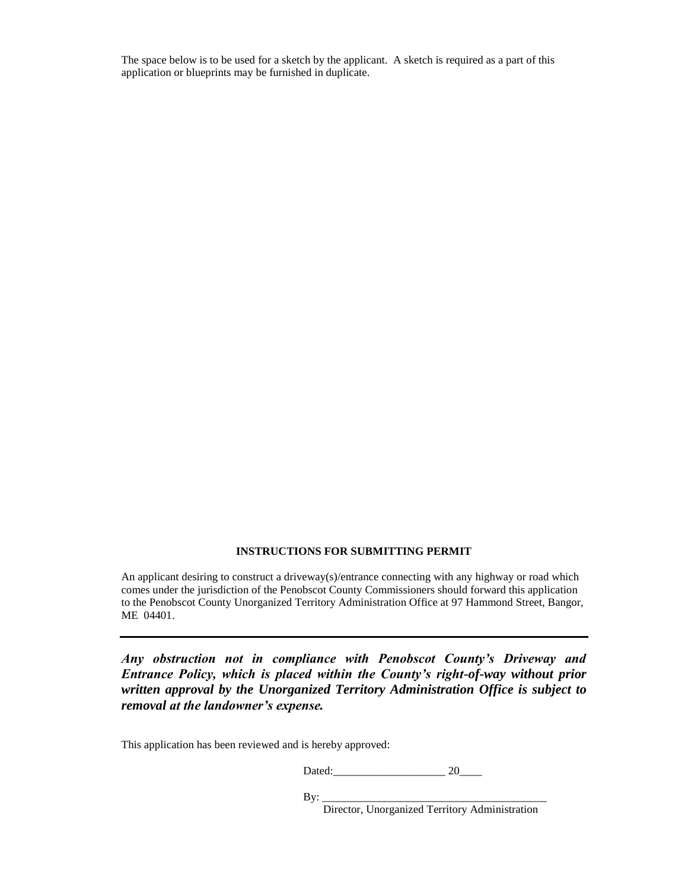The space below is to be used for a sketch by the applicant. A sketch is required as a part of this application or blueprints may be furnished in duplicate.

**INSTRUCTIONS FOR SUBMITTING PERMIT**

An applicant desiring to construct a driveway(s)/entrance connecting with any highway or road which comes under the jurisdiction of the Penobscot County Commissioners should forward this application to the Penobscot County Unorganized Territory Administration Office at 97 Hammond Street, Bangor, ME 04401.

---

***Any obstruction not in compliance with Penobscot County's Driveway and Entrance Policy, which is placed within the County's right-of-way without prior written approval by the Unorganized Territory Administration Office is subject to removal at the landowner's expense.***

This application has been reviewed and is hereby approved:

Dated:____________________ 20____

By: _________________________________________
Director, Unorganized Territory Administration